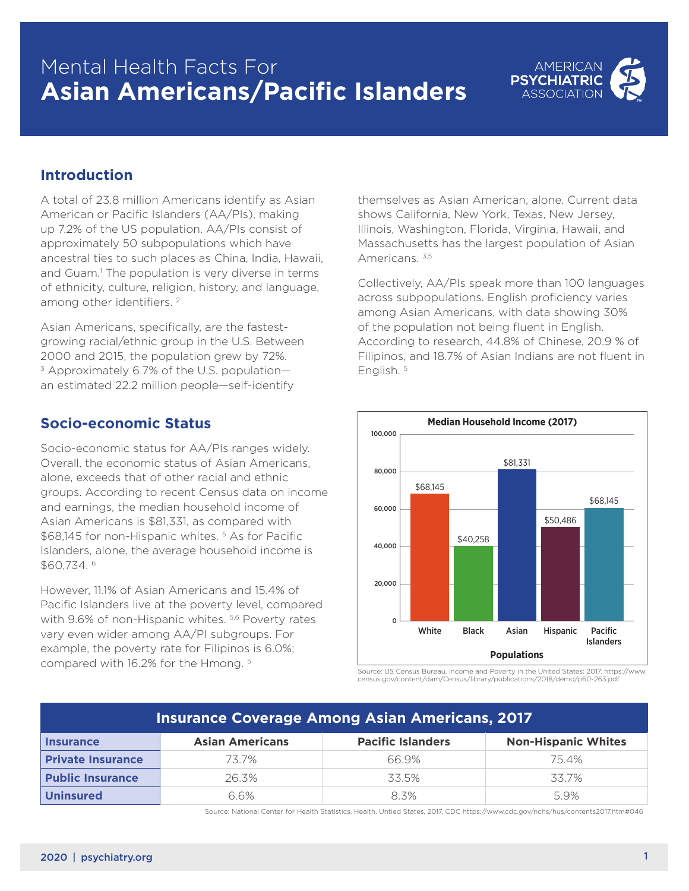# Mental Health Facts For **Asian Americans/Pacific Islanders**

AMERICAN PSYCHIATRIC ASSOCIATION

## Introduction

A total of 23.8 million Americans identify as Asian American or Pacific Islanders (AA/PIs), making up 7.2% of the US population. AA/PIs consist of approximately 50 subpopulations which have ancestral ties to such places as China, India, Hawaii, and Guam.[1] The population is very diverse in terms of ethnicity, culture, religion, history, and language, among other identifiers. [2]

Asian Americans, specifically, are the fastest-growing racial/ethnic group in the U.S. Between 2000 and 2015, the population grew by 72%. [3] Approximately 6.7% of the U.S. population—an estimated 22.2 million people—self-identify themselves as Asian American, alone. Current data shows California, New York, Texas, New Jersey, Illinois, Washington, Florida, Virginia, Hawaii, and Massachusetts has the largest population of Asian Americans. [3,5]

Collectively, AA/PIs speak more than 100 languages across subpopulations. English proficiency varies among Asian Americans, with data showing 30% of the population not being fluent in English. According to research, 44.8% of Chinese, 20.9 % of Filipinos, and 18.7% of Asian Indians are not fluent in English. [5]

## Socio-economic Status

Socio-economic status for AA/PIs ranges widely. Overall, the economic status of Asian Americans, alone, exceeds that of other racial and ethnic groups. According to recent Census data on income and earnings, the median household income of Asian Americans is $81,331, as compared with $68,145 for non-Hispanic whites. [5] As for Pacific Islanders, alone, the average household income is $60,734. [6]

However, 11.1% of Asian Americans and 15.4% of Pacific Islanders live at the poverty level, compared with 9.6% of non-Hispanic whites. [5,6] Poverty rates vary even wider among AA/PI subgroups. For example, the poverty rate for Filipinos is 6.0%; compared with 16.2% for the Hmong. [5]

**Median Household Income (2017)**

| Populations | Median Household Income |
|---|---|
| White | $68,145 |
| Black | $40,258 |
| Asian | $81,331 |
| Hispanic | $50,486 |
| Pacific Islanders | $68,145 |

Source: US Census Bureau, Income and Poverty in the United States: 2017. https://www.census.gov/content/dam/Census/library/publications/2018/demo/p60-263.pdf

**Insurance Coverage Among Asian Americans, 2017**

| Insurance | Asian Americans | Pacific Islanders | Non-Hispanic Whites |
|---|---|---|---|
| Private Insurance | 73.7% | 66.9% | 75.4% |
| Public Insurance | 26.3% | 33.5% | 33.7% |
| Uninsured | 6.6% | 8.3% | 5.9% |

Source: National Center for Health Statistics, Health, Untied States, 2017, CDC https://www.cdc.gov/nchs/hus/contents2017.htm#046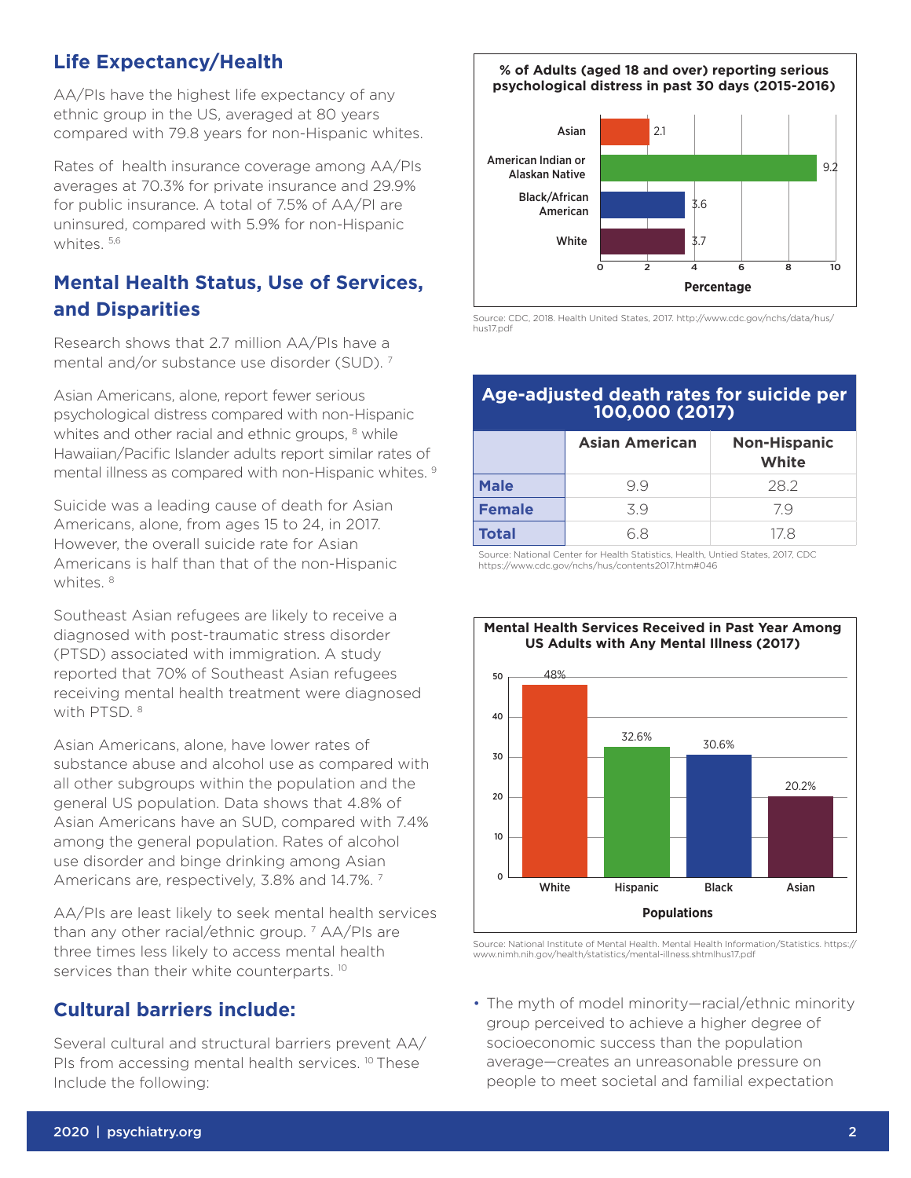## Life Expectancy/Health

AA/PIs have the highest life expectancy of any ethnic group in the US, averaged at 80 years compared with 79.8 years for non-Hispanic whites.

Rates of health insurance coverage among AA/PIs averages at 70.3% for private insurance and 29.9% for public insurance. A total of 7.5% of AA/PI are uninsured, compared with 5.9% for non-Hispanic whites. [5,6]

## Mental Health Status, Use of Services, and Disparities

Research shows that 2.7 million AA/PIs have a mental and/or substance use disorder (SUD). [7]

Asian Americans, alone, report fewer serious psychological distress compared with non-Hispanic whites and other racial and ethnic groups, [8] while Hawaiian/Pacific Islander adults report similar rates of mental illness as compared with non-Hispanic whites. [9]

Suicide was a leading cause of death for Asian Americans, alone, from ages 15 to 24, in 2017. However, the overall suicide rate for Asian Americans is half than that of the non-Hispanic whites. [8]

Southeast Asian refugees are likely to receive a diagnosed with post-traumatic stress disorder (PTSD) associated with immigration. A study reported that 70% of Southeast Asian refugees receiving mental health treatment were diagnosed with PTSD. [8]

Asian Americans, alone, have lower rates of substance abuse and alcohol use as compared with all other subgroups within the population and the general US population. Data shows that 4.8% of Asian Americans have an SUD, compared with 7.4% among the general population. Rates of alcohol use disorder and binge drinking among Asian Americans are, respectively, 3.8% and 14.7%. [7]

AA/PIs are least likely to seek mental health services than any other racial/ethnic group. [7] AA/PIs are three times less likely to access mental health services than their white counterparts. [10]

**% of Adults (aged 18 and over) reporting serious psychological distress in past 30 days (2015-2016)**

| Group | Percentage |
|---|---|
| Asian | 2.1 |
| American Indian or Alaskan Native | 9.2 |
| Black/African American | 3.6 |
| White | 3.7 |

Source: CDC, 2018. Health United States, 2017. http://www.cdc.gov/nchs/data/hus/hus17.pdf

**Age-adjusted death rates for suicide per 100,000 (2017)**

| | Asian American | Non-Hispanic White |
|---|---|---|
| **Male** | 9.9 | 28.2 |
| **Female** | 3.9 | 7.9 |
| **Total** | 6.8 | 17.8 |

Source: National Center for Health Statistics, Health, Untied States, 2017, CDC https://www.cdc.gov/nchs/hus/contents2017.htm#046

**Mental Health Services Received in Past Year Among US Adults with Any Mental Illness (2017)**

| Populations | Percentage |
|---|---|
| White | 48% |
| Hispanic | 32.6% |
| Black | 30.6% |
| Asian | 20.2% |

Source: National Institute of Mental Health. Mental Health Information/Statistics. https://www.nimh.nih.gov/health/statistics/mental-illness.shtmlhus17.pdf

## Cultural barriers include:

Several cultural and structural barriers prevent AA/PIs from accessing mental health services. [10] These Include the following:

- The myth of model minority—racial/ethnic minority group perceived to achieve a higher degree of socioeconomic success than the population average—creates an unreasonable pressure on people to meet societal and familial expectation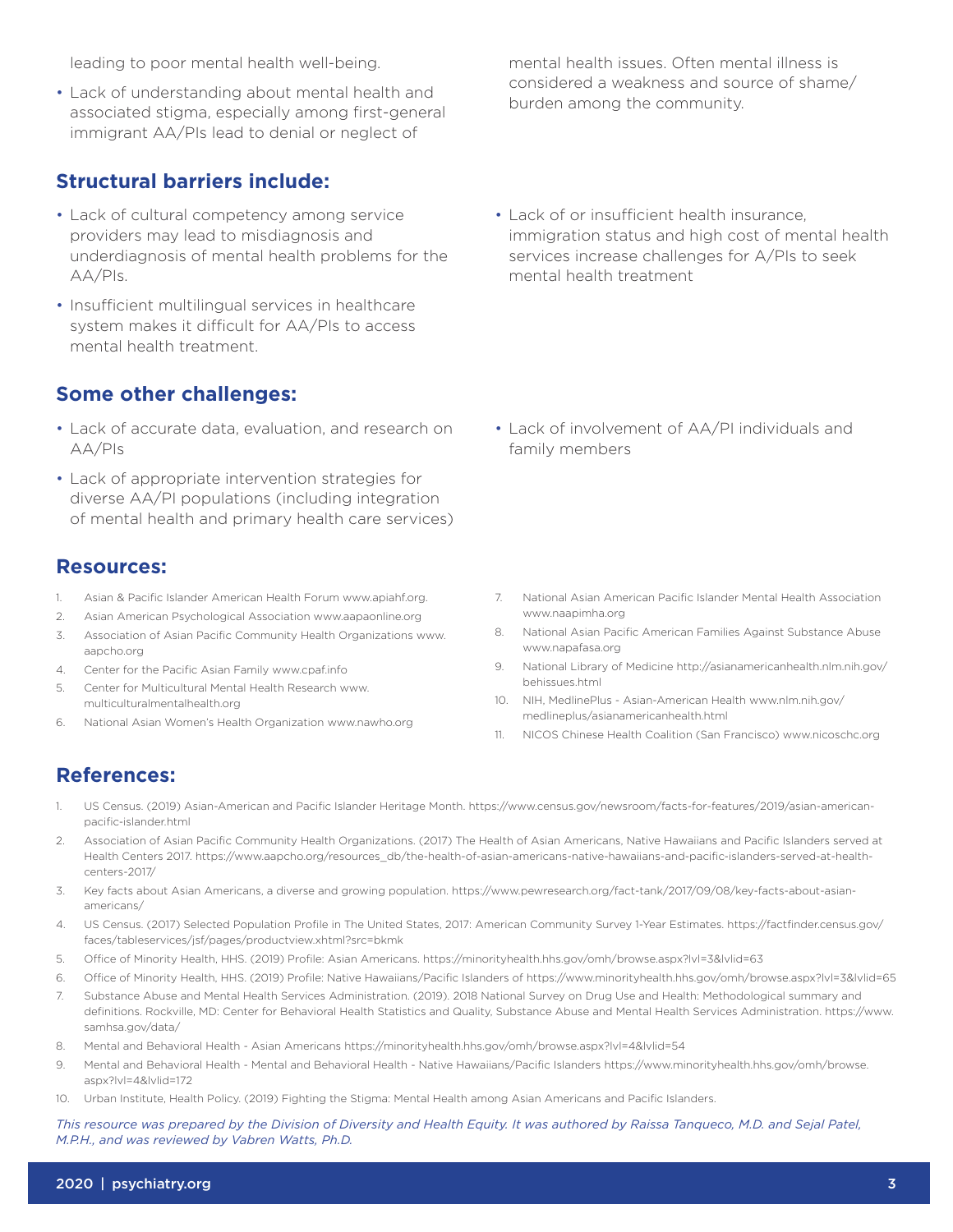leading to poor mental health well-being.

- Lack of understanding about mental health and associated stigma, especially among first-general immigrant AA/PIs lead to denial or neglect of mental health issues. Often mental illness is considered a weakness and source of shame/ burden among the community.

## Structural barriers include:

- Lack of cultural competency among service providers may lead to misdiagnosis and underdiagnosis of mental health problems for the AA/PIs.
- Insufficient multilingual services in healthcare system makes it difficult for AA/PIs to access mental health treatment.
- Lack of or insufficient health insurance, immigration status and high cost of mental health services increase challenges for A/PIs to seek mental health treatment

## Some other challenges:

- Lack of accurate data, evaluation, and research on AA/PIs
- Lack of appropriate intervention strategies for diverse AA/PI populations (including integration of mental health and primary health care services)
- Lack of involvement of AA/PI individuals and family members

## Resources:

1. Asian & Pacific Islander American Health Forum www.apiahf.org.
2. Asian American Psychological Association www.aapaonline.org
3. Association of Asian Pacific Community Health Organizations www.aapcho.org
4. Center for the Pacific Asian Family www.cpaf.info
5. Center for Multicultural Mental Health Research www.multiculturalmentalhealth.org
6. National Asian Women's Health Organization www.nawho.org
7. National Asian American Pacific Islander Mental Health Association www.naapimha.org
8. National Asian Pacific American Families Against Substance Abuse www.napafasa.org
9. National Library of Medicine http://asianamericanhealth.nlm.nih.gov/behissues.html
10. NIH, MedlinePlus - Asian-American Health www.nlm.nih.gov/medlineplus/asianamericanhealth.html
11. NICOS Chinese Health Coalition (San Francisco) www.nicoschc.org

## References:

1. US Census. (2019) Asian-American and Pacific Islander Heritage Month. https://www.census.gov/newsroom/facts-for-features/2019/asian-american-pacific-islander.html
2. Association of Asian Pacific Community Health Organizations. (2017) The Health of Asian Americans, Native Hawaiians and Pacific Islanders served at Health Centers 2017. https://www.aapcho.org/resources_db/the-health-of-asian-americans-native-hawaiians-and-pacific-islanders-served-at-health-centers-2017/
3. Key facts about Asian Americans, a diverse and growing population. https://www.pewresearch.org/fact-tank/2017/09/08/key-facts-about-asian-americans/
4. US Census. (2017) Selected Population Profile in The United States, 2017: American Community Survey 1-Year Estimates. https://factfinder.census.gov/faces/tableservices/jsf/pages/productview.xhtml?src=bkmk
5. Office of Minority Health, HHS. (2019) Profile: Asian Americans. https://minorityhealth.hhs.gov/omh/browse.aspx?lvl=3&lvlid=63
6. Office of Minority Health, HHS. (2019) Profile: Native Hawaiians/Pacific Islanders of https://www.minorityhealth.hhs.gov/omh/browse.aspx?lvl=3&lvlid=65
7. Substance Abuse and Mental Health Services Administration. (2019). 2018 National Survey on Drug Use and Health: Methodological summary and definitions. Rockville, MD: Center for Behavioral Health Statistics and Quality, Substance Abuse and Mental Health Services Administration. https://www.samhsa.gov/data/
8. Mental and Behavioral Health - Asian Americans https://minorityhealth.hhs.gov/omh/browse.aspx?lvl=4&lvlid=54
9. Mental and Behavioral Health - Mental and Behavioral Health - Native Hawaiians/Pacific Islanders https://www.minorityhealth.hhs.gov/omh/browse.aspx?lvl=4&lvlid=172
10. Urban Institute, Health Policy. (2019) Fighting the Stigma: Mental Health among Asian Americans and Pacific Islanders.

*This resource was prepared by the Division of Diversity and Health Equity. It was authored by Raissa Tanqueco, M.D. and Sejal Patel, M.P.H., and was reviewed by Vabren Watts, Ph.D.*